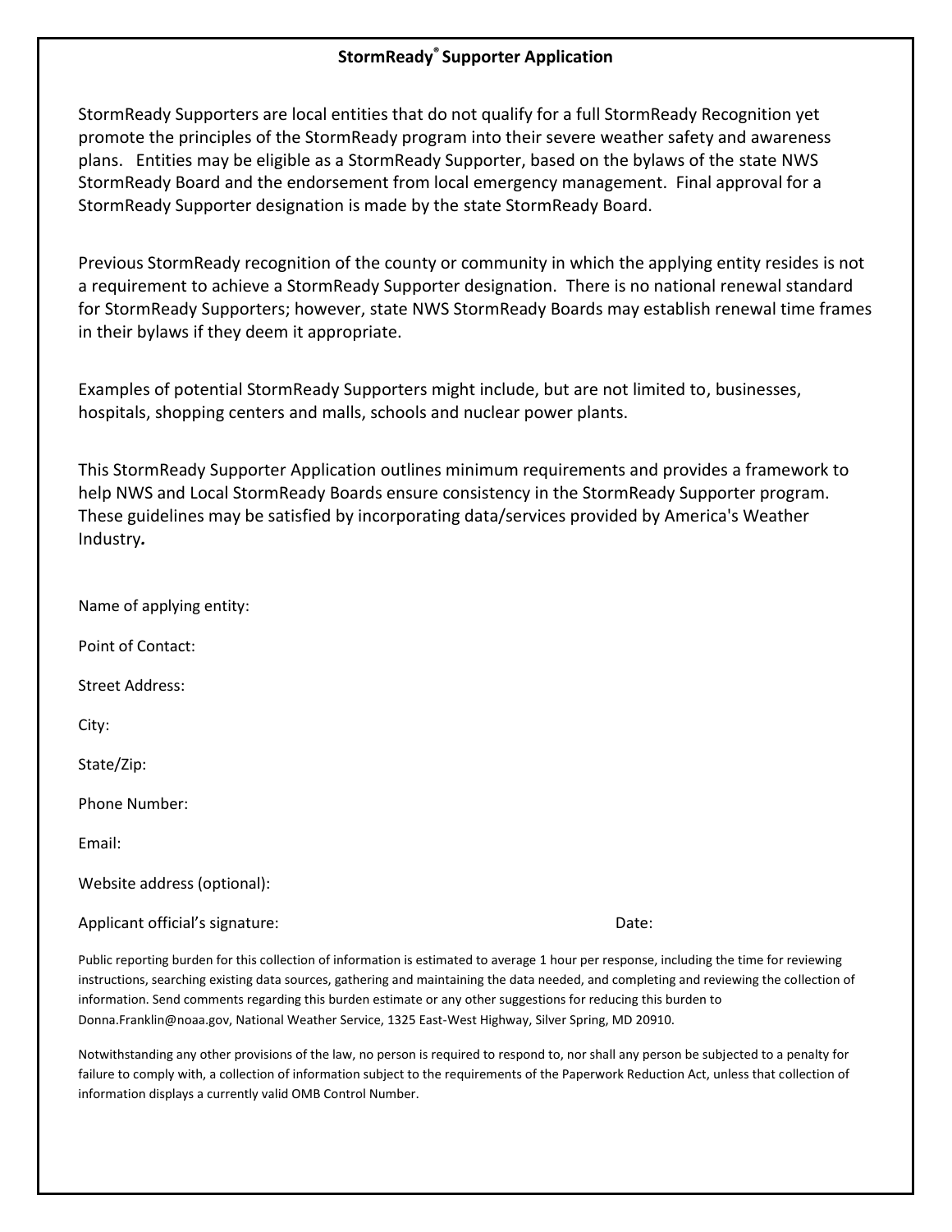# StormReady® Supporter Application

StormReady Supporters are local entities that do not qualify for a full StormReady Recognition yet promote the principles of the StormReady program into their severe weather safety and awareness plans. Entities may be eligible as a StormReady Supporter, based on the bylaws of the state NWS StormReady Board and the endorsement from local emergency management. Final approval for a StormReady Supporter designation is made by the state StormReady Board.

Previous StormReady recognition of the county or community in which the applying entity resides is not a requirement to achieve a StormReady Supporter designation. There is no national renewal standard for StormReady Supporters; however, state NWS StormReady Boards may establish renewal time frames in their bylaws if they deem it appropriate.

Examples of potential StormReady Supporters might include, but are not limited to, businesses, hospitals, shopping centers and malls, schools and nuclear power plants.

This StormReady Supporter Application outlines minimum requirements and provides a framework to help NWS and Local StormReady Boards ensure consistency in the StormReady Supporter program. These guidelines may be satisfied by incorporating data/services provided by America's Weather Industry***.***

Name of applying entity:

Point of Contact:

Street Address:

City:

State/Zip:

Phone Number:

Email:

Website address (optional):

Applicant official's signature: Date:

Public reporting burden for this collection of information is estimated to average 1 hour per response, including the time for reviewing instructions, searching existing data sources, gathering and maintaining the data needed, and completing and reviewing the collection of information. Send comments regarding this burden estimate or any other suggestions for reducing this burden to Donna.Franklin@noaa.gov, National Weather Service, 1325 East-West Highway, Silver Spring, MD 20910.

Notwithstanding any other provisions of the law, no person is required to respond to, nor shall any person be subjected to a penalty for failure to comply with, a collection of information subject to the requirements of the Paperwork Reduction Act, unless that collection of information displays a currently valid OMB Control Number.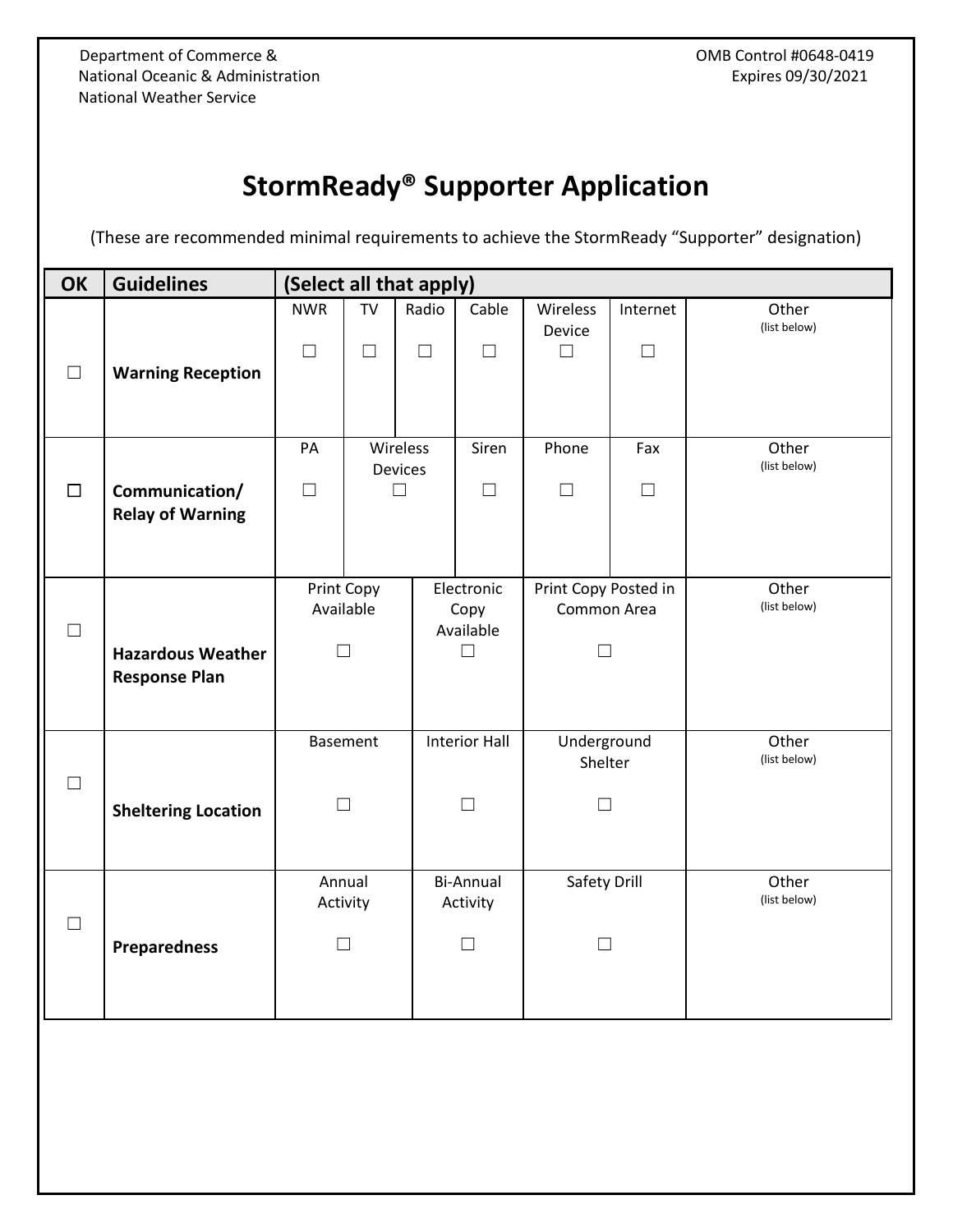Department of Commerce &
National Oceanic & Administration
National Weather Service

OMB Control #0648-0419
Expires 09/30/2021

# StormReady® Supporter Application

(These are recommended minimal requirements to achieve the StormReady "Supporter" designation)

| OK | Guidelines | (Select all that apply) | | | | | | |
|---|---|---|---|---|---|---|---|---|
| ☐ | **Warning Reception** | NWR ☐ | TV ☐ | Radio ☐ | Cable ☐ | Wireless Device ☐ | Internet ☐ | Other (list below) |
| ☐ | **Communication/ Relay of Warning** | PA ☐ | Wireless Devices ☐ | | Siren ☐ | Phone ☐ | Fax ☐ | Other (list below) |
| ☐ | **Hazardous Weather Response Plan** | Print Copy Available ☐ | | Electronic Copy Available ☐ | | Print Copy Posted in Common Area ☐ | | Other (list below) |
| ☐ | **Sheltering Location** | Basement ☐ | | Interior Hall ☐ | | Underground Shelter ☐ | | Other (list below) |
| ☐ | **Preparedness** | Annual Activity ☐ | | Bi-Annual Activity ☐ | | Safety Drill ☐ | | Other (list below) |